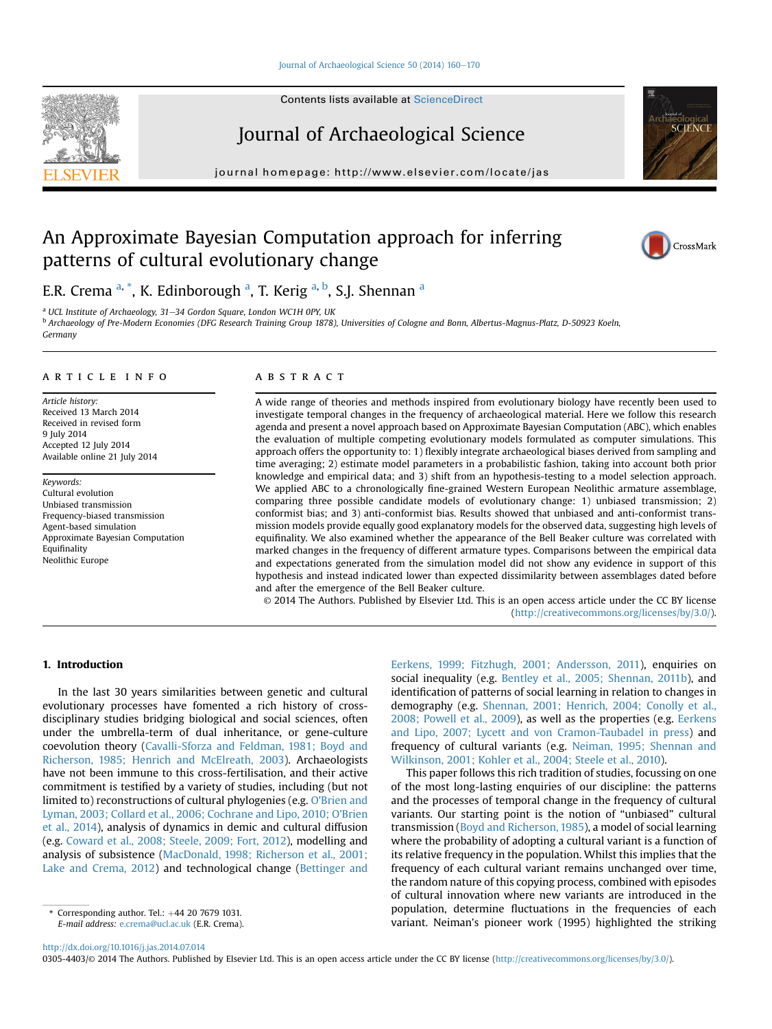# An Approximate Bayesian Computation approach for inferring patterns of cultural evolutionary change

E.R. Crema [a,*], K. Edinborough [a], T. Kerig [a,b], S.J. Shennan [a]

[a] UCL Institute of Archaeology, 31–34 Gordon Square, London WC1H 0PY, UK

[b] Archaeology of Pre-Modern Economies (DFG Research Training Group 1878), Universities of Cologne and Bonn, Albertus-Magnus-Platz, D-50923 Koeln, Germany

## ARTICLE INFO

*Article history:*
Received 13 March 2014
Received in revised form
9 July 2014
Accepted 12 July 2014
Available online 21 July 2014

*Keywords:*
Cultural evolution
Unbiased transmission
Frequency-biased transmission
Agent-based simulation
Approximate Bayesian Computation
Equifinality
Neolithic Europe

## ABSTRACT

A wide range of theories and methods inspired from evolutionary biology have recently been used to investigate temporal changes in the frequency of archaeological material. Here we follow this research agenda and present a novel approach based on Approximate Bayesian Computation (ABC), which enables the evaluation of multiple competing evolutionary models formulated as computer simulations. This approach offers the opportunity to: 1) flexibly integrate archaeological biases derived from sampling and time averaging; 2) estimate model parameters in a probabilistic fashion, taking into account both prior knowledge and empirical data; and 3) shift from an hypothesis-testing to a model selection approach. We applied ABC to a chronologically fine-grained Western European Neolithic armature assemblage, comparing three possible candidate models of evolutionary change: 1) unbiased transmission; 2) conformist bias; and 3) anti-conformist bias. Results showed that unbiased and anti-conformist transmission models provide equally good explanatory models for the observed data, suggesting high levels of equifinality. We also examined whether the appearance of the Bell Beaker culture was correlated with marked changes in the frequency of different armature types. Comparisons between the empirical data and expectations generated from the simulation model did not show any evidence in support of this hypothesis and instead indicated lower than expected dissimilarity between assemblages dated before and after the emergence of the Bell Beaker culture.

© 2014 The Authors. Published by Elsevier Ltd. This is an open access article under the CC BY license (http://creativecommons.org/licenses/by/3.0/).

## 1. Introduction

In the last 30 years similarities between genetic and cultural evolutionary processes have fomented a rich history of cross-disciplinary studies bridging biological and social sciences, often under the umbrella-term of dual inheritance, or gene-culture coevolution theory (Cavalli-Sforza and Feldman, 1981; Boyd and Richerson, 1985; Henrich and McElreath, 2003). Archaeologists have not been immune to this cross-fertilisation, and their active commitment is testified by a variety of studies, including (but not limited to) reconstructions of cultural phylogenies (e.g. O'Brien and Lyman, 2003; Collard et al., 2006; Cochrane and Lipo, 2010; O'Brien et al., 2014), analysis of dynamics in demic and cultural diffusion (e.g. Coward et al., 2008; Steele, 2009; Fort, 2012), modelling and analysis of subsistence (MacDonald, 1998; Richerson et al., 2001; Lake and Crema, 2012) and technological change (Bettinger and Eerkens, 1999; Fitzhugh, 2001; Andersson, 2011), enquiries on social inequality (e.g. Bentley et al., 2005; Shennan, 2011b), and identification of patterns of social learning in relation to changes in demography (e.g. Shennan, 2001; Henrich, 2004; Conolly et al., 2008; Powell et al., 2009), as well as the properties (e.g. Eerkens and Lipo, 2007; Lycett and von Cramon-Taubadel in press) and frequency of cultural variants (e.g. Neiman, 1995; Shennan and Wilkinson, 2001; Kohler et al., 2004; Steele et al., 2010).

This paper follows this rich tradition of studies, focussing on one of the most long-lasting enquiries of our discipline: the patterns and the processes of temporal change in the frequency of cultural variants. Our starting point is the notion of "unbiased" cultural transmission (Boyd and Richerson, 1985), a model of social learning where the probability of adopting a cultural variant is a function of its relative frequency in the population. Whilst this implies that the frequency of each cultural variant remains unchanged over time, the random nature of this copying process, combined with episodes of cultural innovation where new variants are introduced in the population, determine fluctuations in the frequencies of each variant. Neiman's pioneer work (1995) highlighted the striking

\* Corresponding author. Tel.: +44 20 7679 1031.
*E-mail address:* e.crema@ucl.ac.uk (E.R. Crema).

http://dx.doi.org/10.1016/j.jas.2014.07.014
0305-4403/© 2014 The Authors. Published by Elsevier Ltd. This is an open access article under the CC BY license (http://creativecommons.org/licenses/by/3.0/).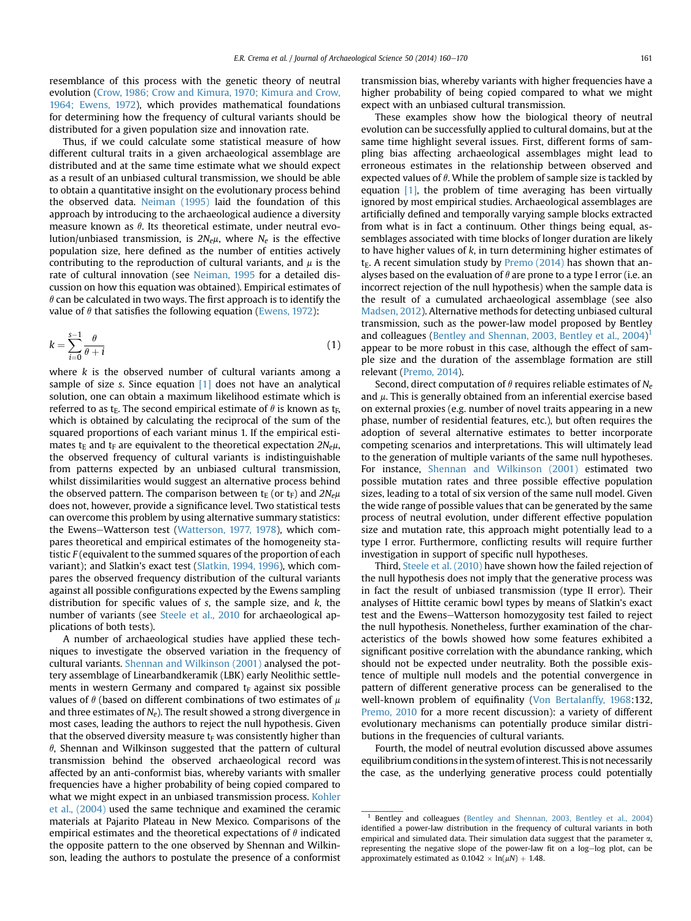resemblance of this process with the genetic theory of neutral evolution (Crow, 1986; Crow and Kimura, 1970; Kimura and Crow, 1964; Ewens, 1972), which provides mathematical foundations for determining how the frequency of cultural variants should be distributed for a given population size and innovation rate.

Thus, if we could calculate some statistical measure of how different cultural traits in a given archaeological assemblage are distributed and at the same time estimate what we should expect as a result of an unbiased cultural transmission, we should be able to obtain a quantitative insight on the evolutionary process behind the observed data. Neiman (1995) laid the foundation of this approach by introducing to the archaeological audience a diversity measure known as $\theta$. Its theoretical estimate, under neutral evolution/unbiased transmission, is $2N_e\mu$, where $N_e$ is the effective population size, here defined as the number of entities actively contributing to the reproduction of cultural variants, and $\mu$ is the rate of cultural innovation (see Neiman, 1995 for a detailed discussion on how this equation was obtained). Empirical estimates of $\theta$ can be calculated in two ways. The first approach is to identify the value of $\theta$ that satisfies the following equation (Ewens, 1972):

$$k = \sum_{i=0}^{s-1} \frac{\theta}{\theta + i} \tag{1}$$

where $k$ is the observed number of cultural variants among a sample of size $s$. Since equation [1] does not have an analytical solution, one can obtain a maximum likelihood estimate which is referred to as $t_E$. The second empirical estimate of $\theta$ is known as $t_F$, which is obtained by calculating the reciprocal of the sum of the squared proportions of each variant minus 1. If the empirical estimates $t_E$ and $t_F$ are equivalent to the theoretical expectation $2N_e\mu$, the observed frequency of cultural variants is indistinguishable from patterns expected by an unbiased cultural transmission, whilst dissimilarities would suggest an alternative process behind the observed pattern. The comparison between $t_E$ (or $t_F$) and $2N_e\mu$ does not, however, provide a significance level. Two statistical tests can overcome this problem by using alternative summary statistics: the Ewens–Watterson test (Watterson, 1977, 1978), which compares theoretical and empirical estimates of the homogeneity statistic $F$ (equivalent to the summed squares of the proportion of each variant); and Slatkin's exact test (Slatkin, 1994, 1996), which compares the observed frequency distribution of the cultural variants against all possible configurations expected by the Ewens sampling distribution for specific values of $s$, the sample size, and $k$, the number of variants (see Steele et al., 2010 for archaeological applications of both tests).

A number of archaeological studies have applied these techniques to investigate the observed variation in the frequency of cultural variants. Shennan and Wilkinson (2001) analysed the pottery assemblage of Linearbandkeramik (LBK) early Neolithic settlements in western Germany and compared $t_F$ against six possible values of $\theta$ (based on different combinations of two estimates of $\mu$ and three estimates of $N_e$). The result showed a strong divergence in most cases, leading the authors to reject the null hypothesis. Given that the observed diversity measure $t_F$ was consistently higher than $\theta$, Shennan and Wilkinson suggested that the pattern of cultural transmission behind the observed archaeological record was affected by an anti-conformist bias, whereby variants with smaller frequencies have a higher probability of being copied compared to what we might expect in an unbiased transmission process. Kohler et al., (2004) used the same technique and examined the ceramic materials at Pajarito Plateau in New Mexico. Comparisons of the empirical estimates and the theoretical expectations of $\theta$ indicated the opposite pattern to the one observed by Shennan and Wilkinson, leading the authors to postulate the presence of a conformist transmission bias, whereby variants with higher frequencies have a higher probability of being copied compared to what we might expect with an unbiased cultural transmission.

These examples show how the biological theory of neutral evolution can be successfully applied to cultural domains, but at the same time highlight several issues. First, different forms of sampling bias affecting archaeological assemblages might lead to erroneous estimates in the relationship between observed and expected values of $\theta$. While the problem of sample size is tackled by equation [1], the problem of time averaging has been virtually ignored by most empirical studies. Archaeological assemblages are artificially defined and temporally varying sample blocks extracted from what is in fact a continuum. Other things being equal, assemblages associated with time blocks of longer duration are likely to have higher values of $k$, in turn determining higher estimates of $t_E$. A recent simulation study by Premo (2014) has shown that analyses based on the evaluation of $\theta$ are prone to a type I error (i.e. an incorrect rejection of the null hypothesis) when the sample data is the result of a cumulated archaeological assemblage (see also Madsen, 2012). Alternative methods for detecting unbiased cultural transmission, such as the power-law model proposed by Bentley and colleagues (Bentley and Shennan, 2003, Bentley et al., 2004)[1] appear to be more robust in this case, although the effect of sample size and the duration of the assemblage formation are still relevant (Premo, 2014).

Second, direct computation of $\theta$ requires reliable estimates of $N_e$ and $\mu$. This is generally obtained from an inferential exercise based on external proxies (e.g. number of novel traits appearing in a new phase, number of residential features, etc.), but often requires the adoption of several alternative estimates to better incorporate competing scenarios and interpretations. This will ultimately lead to the generation of multiple variants of the same null hypotheses. For instance, Shennan and Wilkinson (2001) estimated two possible mutation rates and three possible effective population sizes, leading to a total of six version of the same null model. Given the wide range of possible values that can be generated by the same process of neutral evolution, under different effective population size and mutation rate, this approach might potentially lead to a type I error. Furthermore, conflicting results will require further investigation in support of specific null hypotheses.

Third, Steele et al. (2010) have shown how the failed rejection of the null hypothesis does not imply that the generative process was in fact the result of unbiased transmission (type II error). Their analyses of Hittite ceramic bowl types by means of Slatkin's exact test and the Ewens–Watterson homozygosity test failed to reject the null hypothesis. Nonetheless, further examination of the characteristics of the bowls showed how some features exhibited a significant positive correlation with the abundance ranking, which should not be expected under neutrality. Both the possible existence of multiple null models and the potential convergence in pattern of different generative process can be generalised to the well-known problem of equifinality (Von Bertalanffy, 1968:132, Premo, 2010 for a more recent discussion): a variety of different evolutionary mechanisms can potentially produce similar distributions in the frequencies of cultural variants.

Fourth, the model of neutral evolution discussed above assumes equilibrium conditions in the system of interest. This is not necessarily the case, as the underlying generative process could potentially

[1] Bentley and colleagues (Bentley and Shennan, 2003, Bentley et al., 2004) identified a power-law distribution in the frequency of cultural variants in both empirical and simulated data. Their simulation data suggest that the parameter $\alpha$, representing the negative slope of the power-law fit on a log–log plot, can be approximately estimated as $0.1042 \times \ln(\mu N) + 1.48$.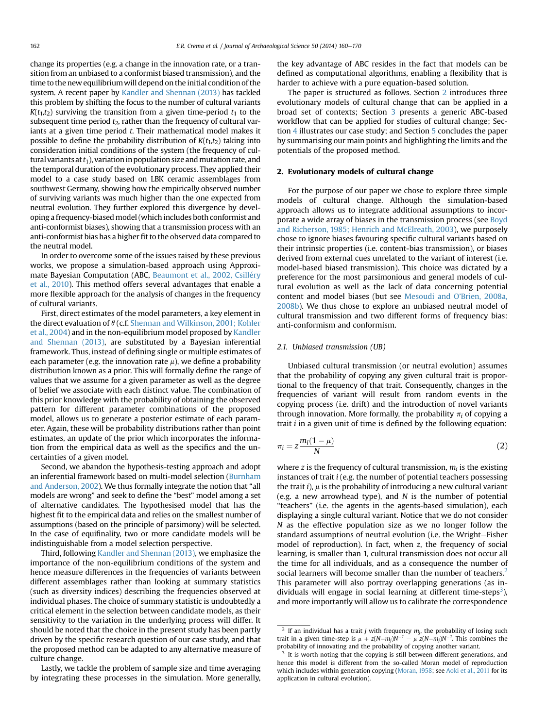change its properties (e.g. a change in the innovation rate, or a transition from an unbiased to a conformist biased transmission), and the time to the new equilibrium will depend on the initial condition of the system. A recent paper by Kandler and Shennan (2013) has tackled this problem by shifting the focus to the number of cultural variants $K(t_1,t_2)$ surviving the transition from a given time-period $t_1$ to the subsequent time period $t_2$, rather than the frequency of cultural variants at a given time period $t$. Their mathematical model makes it possible to define the probability distribution of $K(t_1,t_2)$ taking into consideration initial conditions of the system (the frequency of cultural variants at $t_1$), variation in population size and mutation rate, and the temporal duration of the evolutionary process. They applied their model to a case study based on LBK ceramic assemblages from southwest Germany, showing how the empirically observed number of surviving variants was much higher than the one expected from neutral evolution. They further explored this divergence by developing a frequency-biased model (which includes both conformist and anti-conformist biases), showing that a transmission process with an anti-conformist bias has a higher fit to the observed data compared to the neutral model.

In order to overcome some of the issues raised by these previous works, we propose a simulation-based approach using Approximate Bayesian Computation (ABC, Beaumont et al., 2002, Csilléry et al., 2010). This method offers several advantages that enable a more flexible approach for the analysis of changes in the frequency of cultural variants.

First, direct estimates of the model parameters, a key element in the direct evaluation of $\theta$ (c.f. Shennan and Wilkinson, 2001; Kohler et al., 2004) and in the non-equilibrium model proposed by Kandler and Shennan (2013), are substituted by a Bayesian inferential framework. Thus, instead of defining single or multiple estimates of each parameter (e.g. the innovation rate $\mu$), we define a probability distribution known as a prior. This will formally define the range of values that we assume for a given parameter as well as the degree of belief we associate with each distinct value. The combination of this prior knowledge with the probability of obtaining the observed pattern for different parameter combinations of the proposed model, allows us to generate a posterior estimate of each parameter. Again, these will be probability distributions rather than point estimates, an update of the prior which incorporates the information from the empirical data as well as the specifics and the uncertainities of a given model.

Second, we abandon the hypothesis-testing approach and adopt an inferential framework based on multi-model selection (Burnham and Anderson, 2002). We thus formally integrate the notion that "all models are wrong" and seek to define the "best" model among a set of alternative candidates. The hypothesised model that has the highest fit to the empirical data and relies on the smallest number of assumptions (based on the principle of parsimony) will be selected. In the case of equifinality, two or more candidate models will be indistinguishable from a model selection perspective.

Third, following Kandler and Shennan (2013), we emphasize the importance of the non-equilibrium conditions of the system and hence measure differences in the frequencies of variants between different assemblages rather than looking at summary statistics (such as diversity indices) describing the frequencies observed at individual phases. The choice of summary statistic is undoubtedly a critical element in the selection between candidate models, as their sensitivity to the variation in the underlying process will differ. It should be noted that the choice in the present study has been partly driven by the specific research question of our case study, and that the proposed method can be adapted to any alternative measure of culture change.

Lastly, we tackle the problem of sample size and time averaging by integrating these processes in the simulation. More generally, the key advantage of ABC resides in the fact that models can be defined as computational algorithms, enabling a flexibility that is harder to achieve with a pure equation-based solution.

The paper is structured as follows. Section 2 introduces three evolutionary models of cultural change that can be applied in a broad set of contexts; Section 3 presents a generic ABC-based workflow that can be applied for studies of cultural change; Section 4 illustrates our case study; and Section 5 concludes the paper by summarising our main points and highlighting the limits and the potentials of the proposed method.

## 2. Evolutionary models of cultural change

For the purpose of our paper we chose to explore three simple models of cultural change. Although the simulation-based approach allows us to integrate additional assumptions to incorporate a wide array of biases in the transmission process (see Boyd and Richerson, 1985; Henrich and McElreath, 2003), we purposely chose to ignore biases favouring specific cultural variants based on their intrinsic properties (i.e. content-bias transmission), or biases derived from external cues unrelated to the variant of interest (i.e. model-based biased transmission). This choice was dictated by a preference for the most parsimonious and general models of cultural evolution as well as the lack of data concerning potential content and model biases (but see Mesoudi and O'Brien, 2008a, 2008b). We thus chose to explore an unbiased neutral model of cultural transmission and two different forms of frequency bias: anti-conformism and conformism.

### 2.1. Unbiased transmission (UB)

Unbiased cultural transmission (or neutral evolution) assumes that the probability of copying any given cultural trait is proportional to the frequency of that trait. Consequently, changes in the frequencies of variant will result from random events in the copying process (i.e. drift) and the introduction of novel variants through innovation. More formally, the probability $\pi_i$ of copying a trait $i$ in a given unit of time is defined by the following equation:

$$\pi_i = z\frac{m_i(1-\mu)}{N} \tag{2}$$

where $z$ is the frequency of cultural transmission, $m_i$ is the existing instances of trait $i$ (e.g. the number of potential teachers possessing the trait $i$), $\mu$ is the probability of introducing a new cultural variant (e.g. a new arrowhead type), and $N$ is the number of potential "teachers" (i.e. the agents in the agents-based simulation), each displaying a single cultural variant. Notice that we do not consider $N$ as the effective population size as we no longer follow the standard assumptions of neutral evolution (i.e. the Wright–Fisher model of reproduction). In fact, when $z$, the frequency of social learning, is smaller than 1, cultural transmission does not occur all the time for all individuals, and as a consequence the number of social learners will become smaller than the number of teachers.[2] This parameter will also portray overlapping generations (as individuals will engage in social learning at different time-steps[3]), and more importantly will allow us to calibrate the correspondence

[2] If an individual has a trait $j$ with frequency $m_j$, the probability of losing such trait in a given time-step is $\mu + z(N-m_j)N^{-1} - \mu\, z(N-m_j)N^{-1}$. This combines the probability of innovating and the probability of copying another variant.

[3] It is worth noting that the copying is still between different generations, and hence this model is different from the so-called Moran model of reproduction which includes within generation copying (Moran, 1958; see Aoki et al., 2011 for its application in cultural evolution).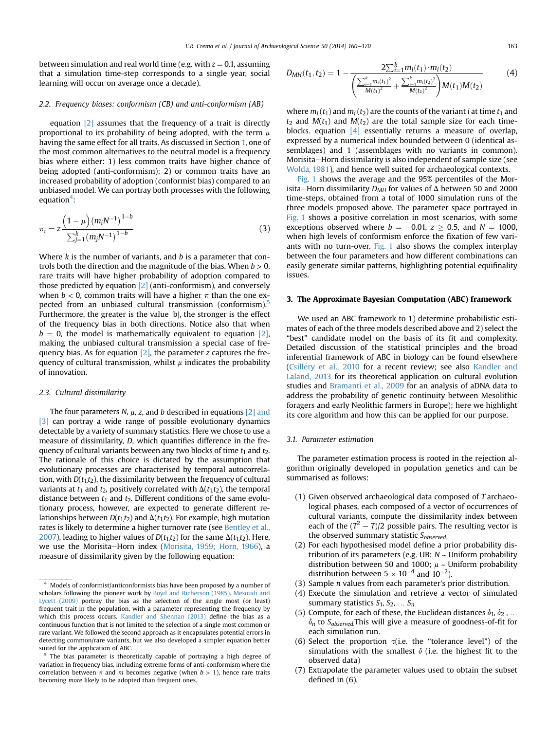between simulation and real world time (e.g. with $z = 0.1$, assuming that a simulation time-step corresponds to a single year, social learning will occur on average once a decade).

### 2.2. Frequency biases: conformism (CB) and anti-conformism (AB)

equation [2] assumes that the frequency of a trait is directly proportional to its probability of being adopted, with the term $\mu$ having the same effect for all traits. As discussed in Section 1, one of the most common alternatives to the neutral model is a frequency bias where either: 1) less common traits have higher chance of being adopted (anti-conformism); 2) or common traits have an increased probability of adoption (conformist bias) compared to an unbiased model. We can portray both processes with the following equation[4]:

$$\pi_i = z\frac{\left(1-\mu\right)\left(m_i N^{-1}\right)^{1-b}}{\sum_{j=1}^{k}\left(m_j N^{-1}\right)^{1-b}} \tag{3}$$

Where $k$ is the number of variants, and $b$ is a parameter that controls both the direction and the magnitude of the bias. When $b > 0$, rare traits will have higher probability of adoption compared to those predicted by equation [2] (anti-conformism), and conversely when $b < 0$, common traits will have a higher $\pi$ than the one expected from an unbiased cultural transmission (conformism).[5] Furthermore, the greater is the value $|b|$, the stronger is the effect of the frequency bias in both directions. Notice also that when $b = 0$, the model is mathematically equivalent to equation [2], making the unbiased cultural transmission a special case of frequency bias. As for equation [2], the parameter $z$ captures the frequency of cultural transmission, whilst $\mu$ indicates the probability of innovation.

### 2.3. Cultural dissimilarity

The four parameters $N$, $\mu$, $z$, and $b$ described in equations [2] and [3] can portray a wide range of possible evolutionary dynamics detectable by a variety of summary statistics. Here we chose to use a measure of dissimilarity, $D$, which quantifies difference in the frequency of cultural variants between any two blocks of time $t_1$ and $t_2$. The rationale of this choice is dictated by the assumption that evolutionary processes are characterised by temporal autocorrelation, with $D(t_1,t_2)$, the dissimilarity between the frequency of cultural variants at $t_1$ and $t_2$, positively correlated with $\Delta(t_1,t_2)$, the temporal distance between $t_1$ and $t_2$. Different conditions of the same evolutionary process, however, are expected to generate different relationships between $D(t_1,t_2)$ and $\Delta(t_1,t_2)$. For example, high mutation rates is likely to determine a higher turnover rate (see Bentley et al., 2007), leading to higher values of $D(t_1,t_2)$ for the same $\Delta(t_1,t_2)$. Here, we use the Morisita–Horn index (Morisita, 1959; Horn, 1966), a measure of dissimilarity given by the following equation:

$$D_{MH}(t_1,t_2) = 1 - \frac{2\sum_{i=1}^{k} m_i(t_1)\cdot m_i(t_2)}{\left(\frac{\sum_{i=1}^{k} m_i(t_1)^2}{M(t_1)^2} + \frac{\sum_{i=1}^{k} m_i(t_2)^2}{M(t_2)^2}\right)M(t_1)M(t_2)} \tag{4}$$

where $m_i(t_1)$ and $m_i(t_2)$ are the counts of the variant $i$ at time $t_1$ and $t_2$ and $M(t_1)$ and $M(t_2)$ are the total sample size for each time-blocks. equation [4] essentially returns a measure of overlap, expressed by a numerical index bounded between 0 (identical assemblages) and 1 (assemblages with no variants in common). Morisita–Horn dissimilarity is also independent of sample size (see Wolda, 1981), and hence well suited for archaeological contexts.

Fig. 1 shows the average and the 95% percentiles of the Morisita–Horn dissimilarity $D_{MH}$ for values of $\Delta$ between 50 and 2000 time-steps, obtained from a total of 1000 simulation runs of the three models proposed above. The parameter space portrayed in Fig. 1 shows a positive correlation in most scenarios, with some exceptions observed where $b = -0.01$, $z \geq 0.5$, and $N = 1000$, when high levels of conformism enforce the fixation of few variants with no turn-over. Fig. 1 also shows the complex interplay between the four parameters and how different combinations can easily generate similar patterns, highlighting potential equifinality issues.

## 3. The Approximate Bayesian Computation (ABC) framework

We used an ABC framework to 1) determine probabilistic estimates of each of the three models described above and 2) select the "best" candidate model on the basis of its fit and complexity. Detailed discussion of the statistical principles and the broad inferential framework of ABC in biology can be found elsewhere (Csilléry et al., 2010 for a recent review; see also Kandler and Laland, 2013 for its theoretical application on cultural evolution studies and Bramanti et al., 2009 for an analysis of aDNA data to address the probability of genetic continuity between Mesolithic foragers and early Neolithic farmers in Europe); here we highlight its core algorithm and how this can be applied for our purpose.

### 3.1. Parameter estimation

The parameter estimation process is rooted in the rejection algorithm originally developed in population genetics and can be summarised as follows:

1. Given observed archaeological data composed of $T$ archaeological phases, each composed of a vector of occurrences of cultural variants, compute the dissimilarity index between each of the $(T^2 - T)/2$ possible pairs. The resulting vector is the observed summary statistic $S_{observed}$.
2. For each hypothesised model define a prior probability distribution of its parameters (e.g. UB: $N$ ~ Uniform probability distribution between 50 and 1000; $\mu$ ~ Uniform probability distribution between $5 \times 10^{-4}$ and $10^{-2}$).
3. Sample $n$ values from each parameter's prior distribution.
4. Execute the simulation and retrieve a vector of simulated summary statistics $S_1, S_2, \ldots S_n$.
5. Compute, for each of these, the Euclidean distances $\delta_1, \delta_2, \ldots \delta_n$ to $S_{observed}$. This will give a measure of goodness-of-fit for each simulation run.
6. Select the proportion $\tau$(i.e. the "tolerance level") of the simulations with the smallest $\delta$ (i.e. the highest fit to the observed data)
7. Extrapolate the parameter values used to obtain the subset defined in (6).

---

[4] Models of conformist/anticonformists bias have been proposed by a number of scholars following the pioneer work by Boyd and Richerson (1985). Mesoudi and Lycett (2009) portray the bias as the selection of the single most (or least) frequent trait in the population, with a parameter representing the frequency by which this process occurs. Kandler and Shennan (2013) define the bias as a continuous function that is not limited to the selection of a single most common or rare variant. We followed the second approach as it encapsulates potential errors in detecting common/rare variants, but we also developed a simpler equation better suited for the application of ABC.

[5] The bias parameter is theoretically capable of portraying a high degree of variation in frequency bias, including extreme forms of anti-conformism where the correlation between $\pi$ and $m$ becomes negative (when $b > 1$), hence rare traits becoming *more* likely to be adopted than frequent ones.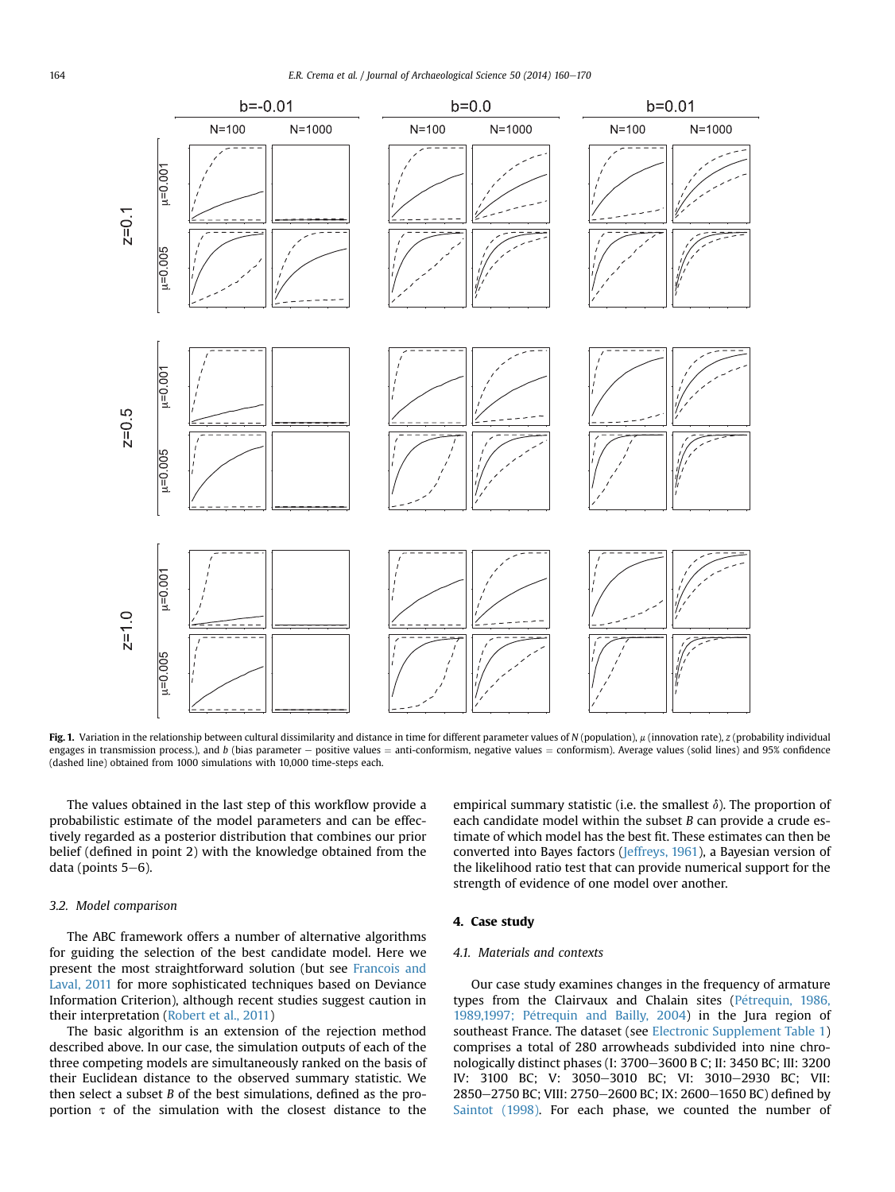**Fig. 1.** Variation in the relationship between cultural dissimilarity and distance in time for different parameter values of $N$ (population), $\mu$ (innovation rate), $z$ (probability individual engages in transmission process.), and $b$ (bias parameter − positive values = anti-conformism, negative values = conformism). Average values (solid lines) and 95% confidence (dashed line) obtained from 1000 simulations with 10,000 time-steps each.

The values obtained in the last step of this workflow provide a probabilistic estimate of the model parameters and can be effectively regarded as a posterior distribution that combines our prior belief (defined in point 2) with the knowledge obtained from the data (points 5–6).

### 3.2. Model comparison

The ABC framework offers a number of alternative algorithms for guiding the selection of the best candidate model. Here we present the most straightforward solution (but see Francois and Laval, 2011 for more sophisticated techniques based on Deviance Information Criterion), although recent studies suggest caution in their interpretation (Robert et al., 2011)

The basic algorithm is an extension of the rejection method described above. In our case, the simulation outputs of each of the three competing models are simultaneously ranked on the basis of their Euclidean distance to the observed summary statistic. We then select a subset $B$ of the best simulations, defined as the proportion $\tau$ of the simulation with the closest distance to the empirical summary statistic (i.e. the smallest $\delta$). The proportion of each candidate model within the subset $B$ can provide a crude estimate of which model has the best fit. These estimates can then be converted into Bayes factors (Jeffreys, 1961), a Bayesian version of the likelihood ratio test that can provide numerical support for the strength of evidence of one model over another.

## 4. Case study

### 4.1. Materials and contexts

Our case study examines changes in the frequency of armature types from the Clairvaux and Chalain sites (Pétrequin, 1986, 1989,1997; Pétrequin and Bailly, 2004) in the Jura region of southeast France. The dataset (see Electronic Supplement Table 1) comprises a total of 280 arrowheads subdivided into nine chronologically distinct phases (I: 3700–3600 B C; II: 3450 BC; III: 3200 IV: 3100 BC; V: 3050–3010 BC; VI: 3010–2930 BC; VII: 2850–2750 BC; VIII: 2750–2600 BC; IX: 2600–1650 BC) defined by Saintot (1998). For each phase, we counted the number of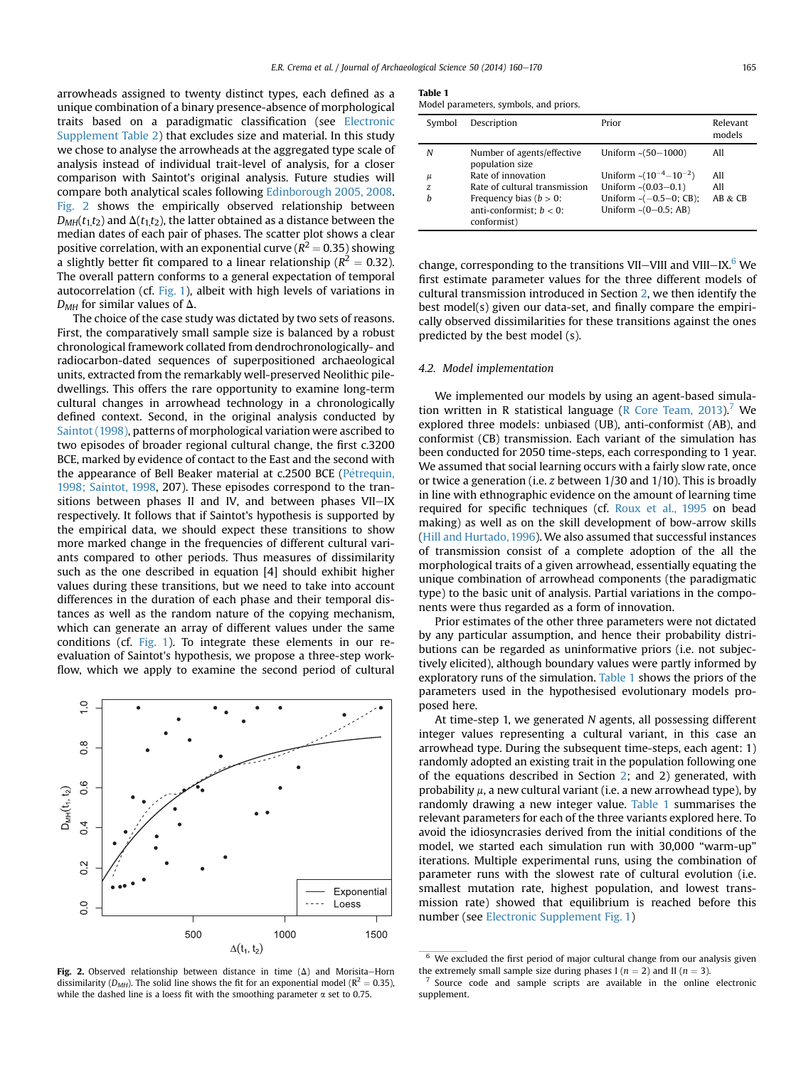arrowheads assigned to twenty distinct types, each defined as a unique combination of a binary presence-absence of morphological traits based on a paradigmatic classification (see Electronic Supplement Table 2) that excludes size and material. In this study we chose to analyse the arrowheads at the aggregated type scale of analysis instead of individual trait-level of analysis, for a closer comparison with Saintot's original analysis. Future studies will compare both analytical scales following Edinborough 2005, 2008. Fig. 2 shows the empirically observed relationship between $D_{MH}(t_1,t_2)$ and $\Delta(t_1,t_2)$, the latter obtained as a distance between the median dates of each pair of phases. The scatter plot shows a clear positive correlation, with an exponential curve ($R^2 = 0.35$) showing a slightly better fit compared to a linear relationship ($R^2 = 0.32$). The overall pattern conforms to a general expectation of temporal autocorrelation (cf. Fig. 1), albeit with high levels of variations in $D_{MH}$ for similar values of $\Delta$.

The choice of the case study was dictated by two sets of reasons. First, the comparatively small sample size is balanced by a robust chronological framework collated from dendrochronologically- and radiocarbon-dated sequences of superpositioned archaeological units, extracted from the remarkably well-preserved Neolithic pile-dwellings. This offers the rare opportunity to examine long-term cultural changes in arrowhead technology in a chronologically defined context. Second, in the original analysis conducted by Saintot (1998), patterns of morphological variation were ascribed to two episodes of broader regional cultural change, the first c.3200 BCE, marked by evidence of contact to the East and the second with the appearance of Bell Beaker material at c.2500 BCE (Pétrequin, 1998; Saintot, 1998, 207). These episodes correspond to the transitions between phases II and IV, and between phases VII–IX respectively. It follows that if Saintot's hypothesis is supported by the empirical data, we should expect these transitions to show more marked change in the frequencies of different cultural variants compared to other periods. Thus measures of dissimilarity such as the one described in equation [4] should exhibit higher values during these transitions, but we need to take into account differences in the duration of each phase and their temporal distances as well as the random nature of the copying mechanism, which can generate an array of different values under the same conditions (cf. Fig. 1). To integrate these elements in our re-evaluation of Saintot's hypothesis, we propose a three-step workflow, which we apply to examine the second period of cultural change, corresponding to the transitions VII–VIII and VIII–IX.[6] We first estimate parameter values for the three different models of cultural transmission introduced in Section 2, we then identify the best model(s) given our data-set, and finally compare the empirically observed dissimilarities for these transitions against the ones predicted by the best model (s).

**Fig. 2.** Observed relationship between distance in time ($\Delta$) and Morisita–Horn dissimilarity ($D_{MH}$). The solid line shows the fit for an exponential model ($R^2 = 0.35$), while the dashed line is a loess fit with the smoothing parameter $\alpha$ set to 0.75.

**Table 1**
Model parameters, symbols, and priors.

| Symbol | Description | Prior | Relevant models |
|---|---|---|---|
| $N$ | Number of agents/effective population size | Uniform ~(50–1000) | All |
| $\mu$ | Rate of innovation | Uniform ~($10^{-4}$–$10^{-2}$) | All |
| $z$ | Rate of cultural transmission | Uniform ~(0.03–0.1) | All |
| $b$ | Frequency bias ($b > 0$: anti-conformist; $b < 0$: conformist) | Uniform ~(−0.5–0; CB); Uniform ~(0–0.5; AB) | AB & CB |

### 4.2. Model implementation

We implemented our models by using an agent-based simulation written in R statistical language (R Core Team, 2013).[7] We explored three models: unbiased (UB), anti-conformist (AB), and conformist (CB) transmission. Each variant of the simulation has been conducted for 2050 time-steps, each corresponding to 1 year. We assumed that social learning occurs with a fairly slow rate, once or twice a generation (i.e. $z$ between 1/30 and 1/10). This is broadly in line with ethnographic evidence on the amount of learning time required for specific techniques (cf. Roux et al., 1995 on bead making) as well as on the skill development of bow-arrow skills (Hill and Hurtado, 1996). We also assumed that successful instances of transmission consist of a complete adoption of the all the morphological traits of a given arrowhead, essentially equating the unique combination of arrowhead components (the paradigmatic type) to the basic unit of analysis. Partial variations in the components were thus regarded as a form of innovation.

Prior estimates of the other three parameters were not dictated by any particular assumption, and hence their probability distributions can be regarded as uninformative priors (i.e. not subjectively elicited), although boundary values were partly informed by exploratory runs of the simulation. Table 1 shows the priors of the parameters used in the hypothesised evolutionary models proposed here.

At time-step 1, we generated $N$ agents, all possessing different integer values representing a cultural variant, in this case an arrowhead type. During the subsequent time-steps, each agent: 1) randomly adopted an existing trait in the population following one of the equations described in Section 2; and 2) generated, with probability $\mu$, a new cultural variant (i.e. a new arrowhead type), by randomly drawing a new integer value. Table 1 summarises the relevant parameters for each of the three variants explored here. To avoid the idiosyncrasies derived from the initial conditions of the model, we started each simulation run with 30,000 "warm-up" iterations. Multiple experimental runs, using the combination of parameter runs with the slowest rate of cultural evolution (i.e. smallest mutation rate, highest population, and lowest transmission rate) showed that equilibrium is reached before this number (see Electronic Supplement Fig. 1)

[6] We excluded the first period of major cultural change from our analysis given the extremely small sample size during phases I ($n = 2$) and II ($n = 3$).

[7] Source code and sample scripts are available in the online electronic supplement.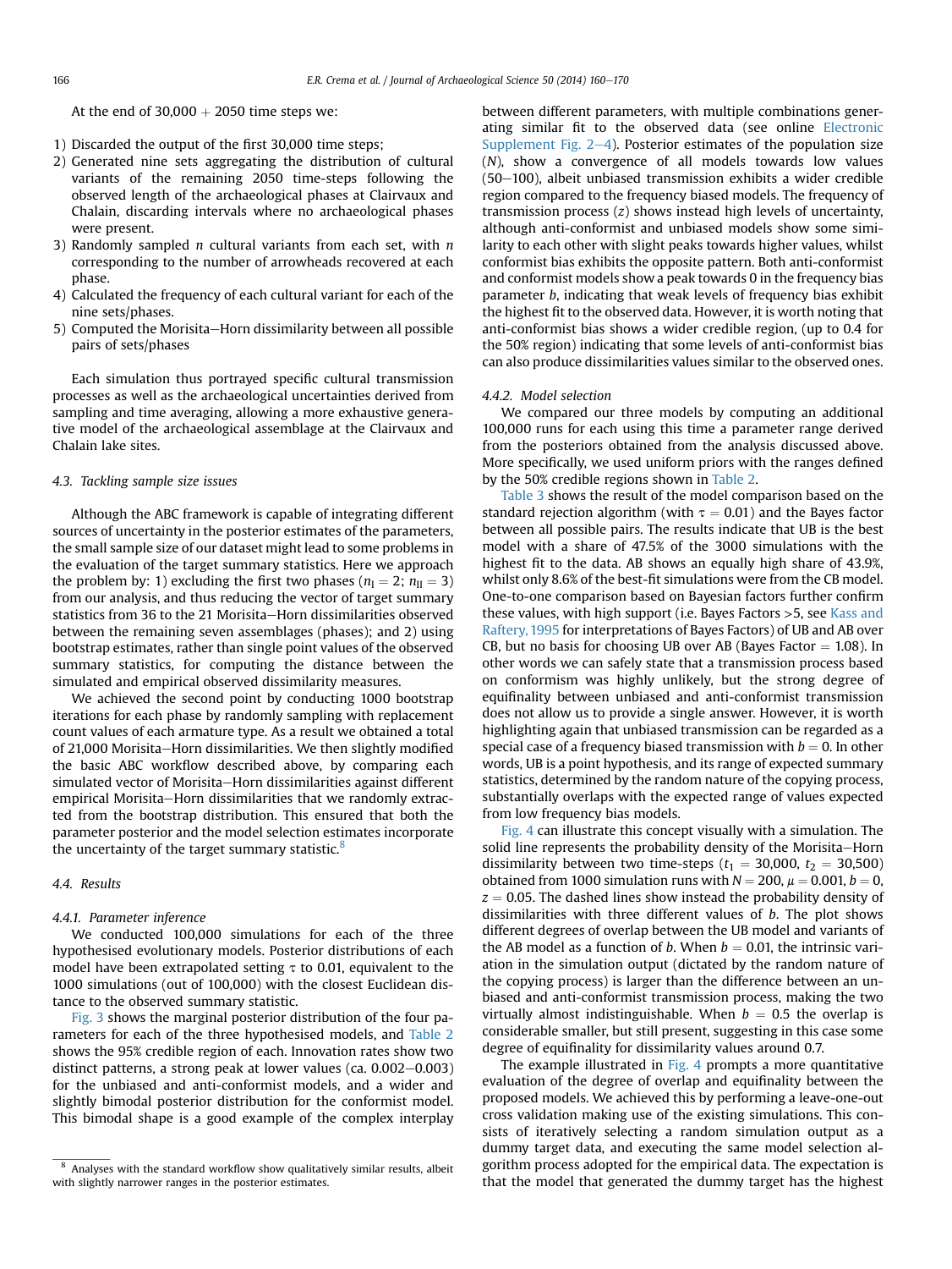At the end of 30,000 + 2050 time steps we:

1) Discarded the output of the first 30,000 time steps;
2) Generated nine sets aggregating the distribution of cultural variants of the remaining 2050 time-steps following the observed length of the archaeological phases at Clairvaux and Chalain, discarding intervals where no archaeological phases were present.
3) Randomly sampled $n$ cultural variants from each set, with $n$ corresponding to the number of arrowheads recovered at each phase.
4) Calculated the frequency of each cultural variant for each of the nine sets/phases.
5) Computed the Morisita–Horn dissimilarity between all possible pairs of sets/phases

Each simulation thus portrayed specific cultural transmission processes as well as the archaeological uncertainties derived from sampling and time averaging, allowing a more exhaustive generative model of the archaeological assemblage at the Clairvaux and Chalain lake sites.

### 4.3. Tackling sample size issues

Although the ABC framework is capable of integrating different sources of uncertainty in the posterior estimates of the parameters, the small sample size of our dataset might lead to some problems in the evaluation of the target summary statistics. Here we approach the problem by: 1) excluding the first two phases ($n_{\text{I}} = 2$; $n_{\text{II}} = 3$) from our analysis, and thus reducing the vector of target summary statistics from 36 to the 21 Morisita–Horn dissimilarities observed between the remaining seven assemblages (phases); and 2) using bootstrap estimates, rather than single point values of the observed summary statistics, for computing the distance between the simulated and empirical observed dissimilarity measures.

We achieved the second point by conducting 1000 bootstrap iterations for each phase by randomly sampling with replacement count values of each armature type. As a result we obtained a total of 21,000 Morisita–Horn dissimilarities. We then slightly modified the basic ABC workflow described above, by comparing each simulated vector of Morisita–Horn dissimilarities against different empirical Morisita–Horn dissimilarities that we randomly extracted from the bootstrap distribution. This ensured that both the parameter posterior and the model selection estimates incorporate the uncertainty of the target summary statistic.[8]

### 4.4. Results

#### 4.4.1. Parameter inference

We conducted 100,000 simulations for each of the three hypothesised evolutionary models. Posterior distributions of each model have been extrapolated setting $\tau$ to 0.01, equivalent to the 1000 simulations (out of 100,000) with the closest Euclidean distance to the observed summary statistic.

Fig. 3 shows the marginal posterior distribution of the four parameters for each of the three hypothesised models, and Table 2 shows the 95% credible region of each. Innovation rates show two distinct patterns, a strong peak at lower values (ca. 0.002–0.003) for the unbiased and anti-conformist models, and a wider and slightly bimodal posterior distribution for the conformist model. This bimodal shape is a good example of the complex interplay between different parameters, with multiple combinations generating similar fit to the observed data (see online Electronic Supplement Fig. 2–4). Posterior estimates of the population size ($N$), show a convergence of all models towards low values (50–100), albeit unbiased transmission exhibits a wider credible region compared to the frequency biased models. The frequency of transmission process ($z$) shows instead high levels of uncertainty, although anti-conformist and unbiased models show some similarity to each other with slight peaks towards higher values, whilst conformist bias exhibits the opposite pattern. Both anti-conformist and conformist models show a peak towards 0 in the frequency bias parameter $b$, indicating that weak levels of frequency bias exhibit the highest fit to the observed data. However, it is worth noting that anti-conformist bias shows a wider credible region, (up to 0.4 for the 50% region) indicating that some levels of anti-conformist bias can also produce dissimilarities values similar to the observed ones.

#### 4.4.2. Model selection

We compared our three models by computing an additional 100,000 runs for each using this time a parameter range derived from the posteriors obtained from the analysis discussed above. More specifically, we used uniform priors with the ranges defined by the 50% credible regions shown in Table 2.

Table 3 shows the result of the model comparison based on the standard rejection algorithm (with $\tau = 0.01$) and the Bayes factor between all possible pairs. The results indicate that UB is the best model with a share of 47.5% of the 3000 simulations with the highest fit to the data. AB shows an equally high share of 43.9%, whilst only 8.6% of the best-fit simulations were from the CB model. One-to-one comparison based on Bayesian factors further confirm these values, with high support (i.e. Bayes Factors >5, see Kass and Raftery, 1995 for interpretations of Bayes Factors) of UB and AB over CB, but no basis for choosing UB over AB (Bayes Factor = 1.08). In other words we can safely state that a transmission process based on conformism was highly unlikely, but the strong degree of equifinality between unbiased and anti-conformist transmission does not allow us to provide a single answer. However, it is worth highlighting again that unbiased transmission can be regarded as a special case of a frequency biased transmission with $b = 0$. In other words, UB is a point hypothesis, and its range of expected summary statistics, determined by the random nature of the copying process, substantially overlaps with the expected range of values expected from low frequency bias models.

Fig. 4 can illustrate this concept visually with a simulation. The solid line represents the probability density of the Morisita–Horn dissimilarity between two time-steps ($t_1 = 30{,}000$, $t_2 = 30{,}500$) obtained from 1000 simulation runs with $N = 200$, $\mu = 0.001$, $b = 0$, $z = 0.05$. The dashed lines show instead the probability density of dissimilarities with three different values of $b$. The plot shows different degrees of overlap between the UB model and variants of the AB model as a function of $b$. When $b = 0.01$, the intrinsic variation in the simulation output (dictated by the random nature of the copying process) is larger than the difference between an unbiased and anti-conformist transmission process, making the two virtually almost indistinguishable. When $b = 0.5$ the overlap is considerable smaller, but still present, suggesting in this case some degree of equifinality for dissimilarity values around 0.7.

The example illustrated in Fig. 4 prompts a more quantitative evaluation of the degree of overlap and equifinality between the proposed models. We achieved this by performing a leave-one-out cross validation making use of the existing simulations. This consists of iteratively selecting a random simulation output as a dummy target data, and executing the same model selection algorithm process adopted for the empirical data. The expectation is that the model that generated the dummy target has the highest

[8] Analyses with the standard workflow show qualitatively similar results, albeit with slightly narrower ranges in the posterior estimates.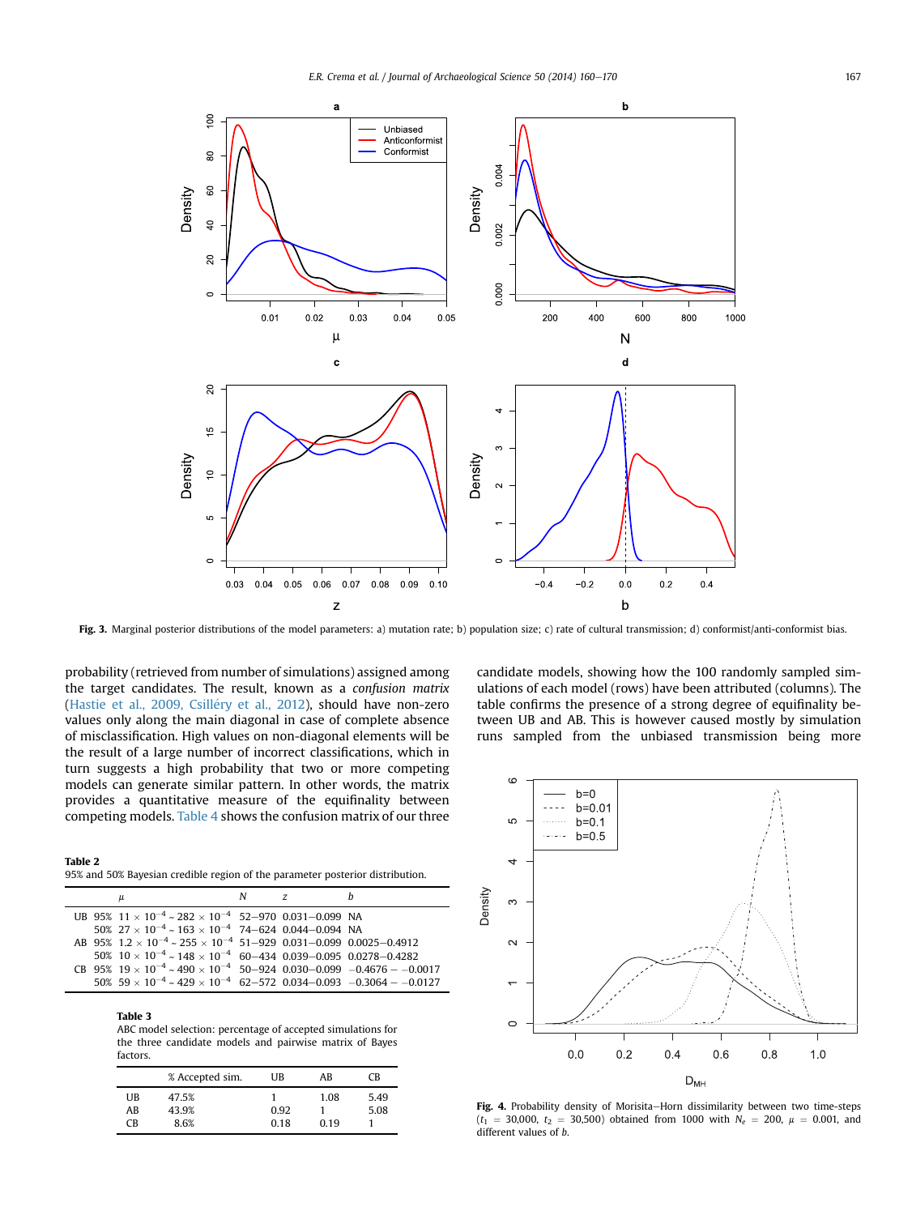Fig. 3. Marginal posterior distributions of the model parameters: a) mutation rate; b) population size; c) rate of cultural transmission; d) conformist/anti-conformist bias.

probability (retrieved from number of simulations) assigned among the target candidates. The result, known as a *confusion matrix* (Hastie et al., 2009, Csilléry et al., 2012), should have non-zero values only along the main diagonal in case of complete absence of misclassification. High values on non-diagonal elements will be the result of a large number of incorrect classifications, which in turn suggests a high probability that two or more competing models can generate similar pattern. In other words, the matrix provides a quantitative measure of the equifinality between competing models. Table 4 shows the confusion matrix of our three candidate models, showing how the 100 randomly sampled simulations of each model (rows) have been attributed (columns). The table confirms the presence of a strong degree of equifinality between UB and AB. This is however caused mostly by simulation runs sampled from the unbiased transmission being more

**Table 2**
95% and 50% Bayesian credible region of the parameter posterior distribution.

| | | $\mu$ | $N$ | $z$ | $b$ |
|---|---|---|---|---|---|
| UB | 95% | $11 \times 10^{-4} \sim 282 \times 10^{-4}$ | 52–970 | 0.031–0.099 | NA |
| | 50% | $27 \times 10^{-4} \sim 163 \times 10^{-4}$ | 74–624 | 0.044–0.094 | NA |
| AB | 95% | $1.2 \times 10^{-4} \sim 255 \times 10^{-4}$ | 51–929 | 0.031–0.099 | 0.0025–0.4912 |
| | 50% | $10 \times 10^{-4} \sim 148 \times 10^{-4}$ | 60–434 | 0.039–0.095 | 0.0278–0.4282 |
| CB | 95% | $19 \times 10^{-4} \sim 490 \times 10^{-4}$ | 50–924 | 0.030–0.099 | −0.4676 – −0.0017 |
| | 50% | $59 \times 10^{-4} \sim 429 \times 10^{-4}$ | 62–572 | 0.034–0.093 | −0.3064 – −0.0127 |

**Table 3**
ABC model selection: percentage of accepted simulations for the three candidate models and pairwise matrix of Bayes factors.

| | % Accepted sim. | UB | AB | CB |
|---|---|---|---|---|
| UB | 47.5% | 1 | 1.08 | 5.49 |
| AB | 43.9% | 0.92 | 1 | 5.08 |
| CB | 8.6% | 0.18 | 0.19 | 1 |

Fig. 4. Probability density of Morisita–Horn dissimilarity between two time-steps ($t_1$ = 30,000, $t_2$ = 30,500) obtained from 1000 with $N_e$ = 200, $\mu$ = 0.001, and different values of $b$.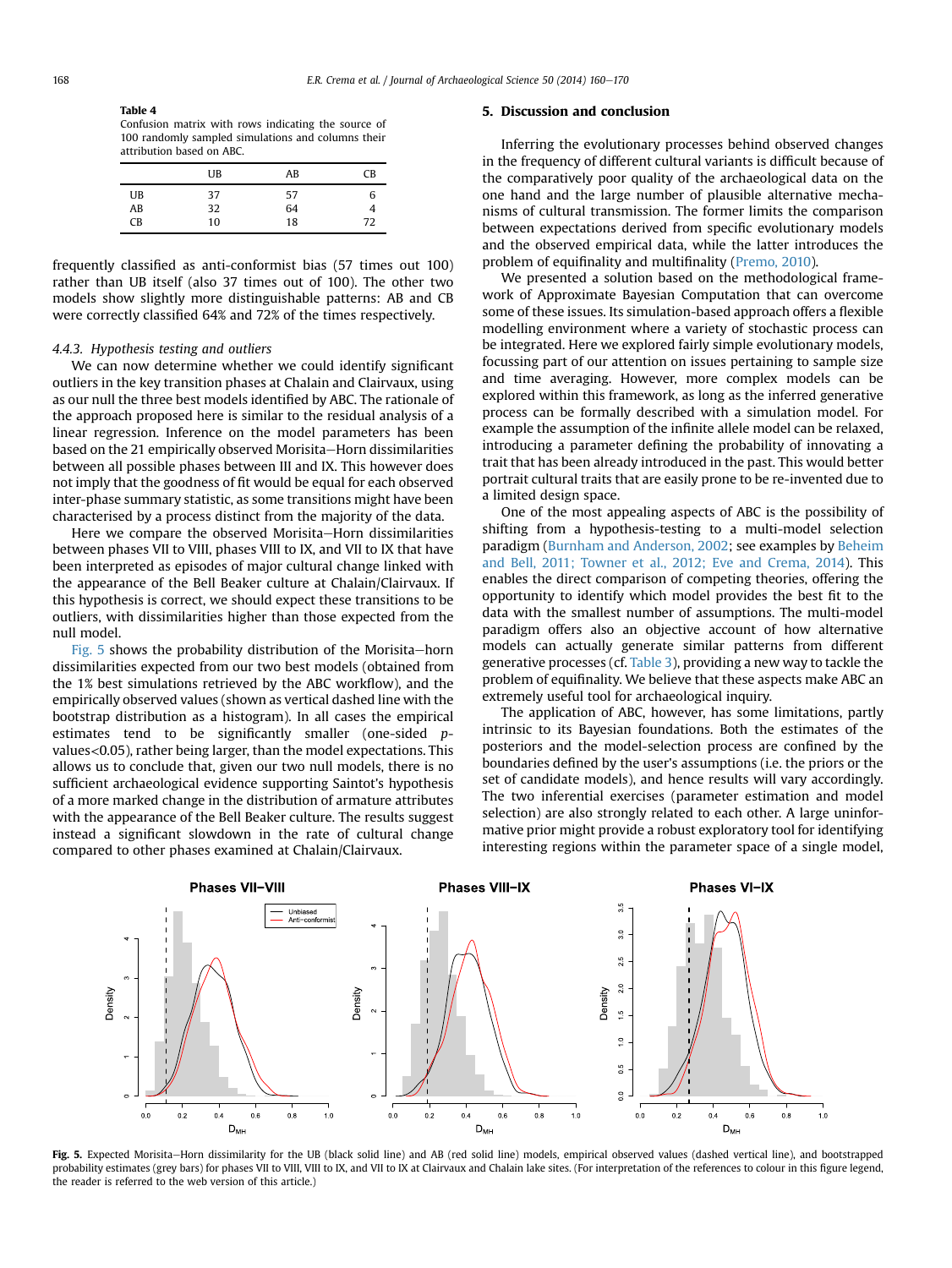**Table 4**
Confusion matrix with rows indicating the source of 100 randomly sampled simulations and columns their attribution based on ABC.

| | UB | AB | CB |
|---|---|---|---|
| UB | 37 | 57 | 6 |
| AB | 32 | 64 | 4 |
| CB | 10 | 18 | 72 |

frequently classified as anti-conformist bias (57 times out 100) rather than UB itself (also 37 times out of 100). The other two models show slightly more distinguishable patterns: AB and CB were correctly classified 64% and 72% of the times respectively.

### 4.4.3. Hypothesis testing and outliers

We can now determine whether we could identify significant outliers in the key transition phases at Chalain and Clairvaux, using as our null the three best models identified by ABC. The rationale of the approach proposed here is similar to the residual analysis of a linear regression. Inference on the model parameters has been based on the 21 empirically observed Morisita–Horn dissimilarities between all possible phases between III and IX. This however does not imply that the goodness of fit would be equal for each observed inter-phase summary statistic, as some transitions might have been characterised by a process distinct from the majority of the data.

Here we compare the observed Morisita–Horn dissimilarities between phases VII to VIII, phases VIII to IX, and VII to IX that have been interpreted as episodes of major cultural change linked with the appearance of the Bell Beaker culture at Chalain/Clairvaux. If this hypothesis is correct, we should expect these transitions to be outliers, with dissimilarities higher than those expected from the null model.

Fig. 5 shows the probability distribution of the Morisita–horn dissimilarities expected from our two best models (obtained from the 1% best simulations retrieved by the ABC workflow), and the empirically observed values (shown as vertical dashed line with the bootstrap distribution as a histogram). In all cases the empirical estimates tend to be significantly smaller (one-sided p-values<0.05), rather being larger, than the model expectations. This allows us to conclude that, given our two null models, there is no sufficient archaeological evidence supporting Saintot's hypothesis of a more marked change in the distribution of armature attributes with the appearance of the Bell Beaker culture. The results suggest instead a significant slowdown in the rate of cultural change compared to other phases examined at Chalain/Clairvaux.

## 5. Discussion and conclusion

Inferring the evolutionary processes behind observed changes in the frequency of different cultural variants is difficult because of the comparatively poor quality of the archaeological data on the one hand and the large number of plausible alternative mechanisms of cultural transmission. The former limits the comparison between expectations derived from specific evolutionary models and the observed empirical data, while the latter introduces the problem of equifinality and multifinality (Premo, 2010).

We presented a solution based on the methodological framework of Approximate Bayesian Computation that can overcome some of these issues. Its simulation-based approach offers a flexible modelling environment where a variety of stochastic process can be integrated. Here we explored fairly simple evolutionary models, focussing part of our attention on issues pertaining to sample size and time averaging. However, more complex models can be explored within this framework, as long as the inferred generative process can be formally described with a simulation model. For example the assumption of the infinite allele model can be relaxed, introducing a parameter defining the probability of innovating a trait that has been already introduced in the past. This would better portrait cultural traits that are easily prone to be re-invented due to a limited design space.

One of the most appealing aspects of ABC is the possibility of shifting from a hypothesis-testing to a multi-model selection paradigm (Burnham and Anderson, 2002; see examples by Beheim and Bell, 2011; Towner et al., 2012; Eve and Crema, 2014). This enables the direct comparison of competing theories, offering the opportunity to identify which model provides the best fit to the data with the smallest number of assumptions. The multi-model paradigm offers also an objective account of how alternative models can actually generate similar patterns from different generative processes (cf. Table 3), providing a new way to tackle the problem of equifinality. We believe that these aspects make ABC an extremely useful tool for archaeological inquiry.

The application of ABC, however, has some limitations, partly intrinsic to its Bayesian foundations. Both the estimates of the posteriors and the model-selection process are confined by the boundaries defined by the user's assumptions (i.e. the priors or the set of candidate models), and hence results will vary accordingly. The two inferential exercises (parameter estimation and model selection) are also strongly related to each other. A large uninformative prior might provide a robust exploratory tool for identifying interesting regions within the parameter space of a single model,

Phases VII–VIII
Phases VIII–IX
Phases VI–IX
Unbiased
Anti-conformist
Density
$D_{MH}$

**Fig. 5.** Expected Morisita–Horn dissimilarity for the UB (black solid line) and AB (red solid line) models, empirical observed values (dashed vertical line), and bootstrapped probability estimates (grey bars) for phases VII to VIII, VIII to IX, and VII to IX at Clairvaux and Chalain lake sites. (For interpretation of the references to colour in this figure legend, the reader is referred to the web version of this article.)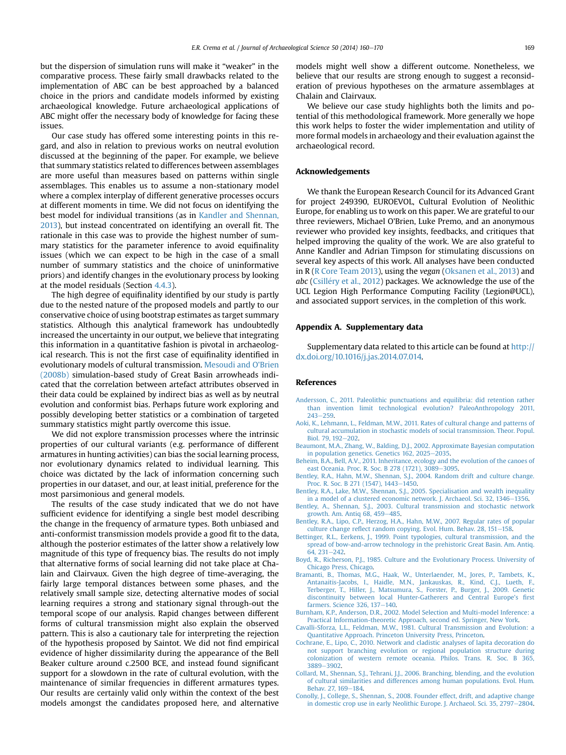but the dispersion of simulation runs will make it "weaker" in the comparative process. These fairly small drawbacks related to the implementation of ABC can be best approached by a balanced choice in the priors and candidate models informed by existing archaeological knowledge. Future archaeological applications of ABC might offer the necessary body of knowledge for facing these issues.

Our case study has offered some interesting points in this regard, and also in relation to previous works on neutral evolution discussed at the beginning of the paper. For example, we believe that summary statistics related to differences between assemblages are more useful than measures based on patterns within single assemblages. This enables us to assume a non-stationary model where a complex interplay of different generative processes occurs at different moments in time. We did not focus on identifying the best model for individual transitions (as in Kandler and Shennan, 2013), but instead concentrated on identifying an overall fit. The rationale in this case was to provide the highest number of summary statistics for the parameter inference to avoid equifinality issues (which we can expect to be high in the case of a small number of summary statistics and the choice of uninformative priors) and identify changes in the evolutionary process by looking at the model residuals (Section 4.4.3).

The high degree of equifinality identified by our study is partly due to the nested nature of the proposed models and partly to our conservative choice of using bootstrap estimates as target summary statistics. Although this analytical framework has undoubtedly increased the uncertainty in our output, we believe that integrating this information in a quantitative fashion is pivotal in archaeological research. This is not the first case of equifinality identified in evolutionary models of cultural transmission. Mesoudi and O'Brien (2008b) simulation-based study of Great Basin arrowheads indicated that the correlation between artefact attributes observed in their data could be explained by indirect bias as well as by neutral evolution and conformist bias. Perhaps future work exploring and possibly developing better statistics or a combination of targeted summary statistics might partly overcome this issue.

We did not explore transmission processes where the intrinsic properties of our cultural variants (e.g. performance of different armatures in hunting activities) can bias the social learning process, nor evolutionary dynamics related to individual learning. This choice was dictated by the lack of information concerning such properties in our dataset, and our, at least initial, preference for the most parsimonious and general models.

The results of the case study indicated that we do not have sufficient evidence for identifying a single best model describing the change in the frequency of armature types. Both unbiased and anti-conformist transmission models provide a good fit to the data, although the posterior estimates of the latter show a relatively low magnitude of this type of frequency bias. The results do not imply that alternative forms of social learning did not take place at Chalain and Clairvaux. Given the high degree of time-averaging, the fairly large temporal distances between some phases, and the relatively small sample size, detecting alternative modes of social learning requires a strong and stationary signal through-out the temporal scope of our analysis. Rapid changes between different forms of cultural transmission might also explain the observed pattern. This is also a cautionary tale for interpreting the rejection of the hypothesis proposed by Saintot. We did not find empirical evidence of higher dissimilarity during the appearance of the Bell Beaker culture around c.2500 BCE, and instead found significant support for a slowdown in the rate of cultural evolution, with the maintenance of similar frequencies in different armatures types. Our results are certainly valid only within the context of the best models amongst the candidates proposed here, and alternative models might well show a different outcome. Nonetheless, we believe that our results are strong enough to suggest a reconsideration of previous hypotheses on the armature assemblages at Chalain and Clairvaux.

We believe our case study highlights both the limits and potential of this methodological framework. More generally we hope this work helps to foster the wider implementation and utility of more formal models in archaeology and their evaluation against the archaeological record.

## Acknowledgements

We thank the European Research Council for its Advanced Grant for project 249390, EUROEVOL, Cultural Evolution of Neolithic Europe, for enabling us to work on this paper. We are grateful to our three reviewers, Michael O'Brien, Luke Premo, and an anonymous reviewer who provided key insights, feedbacks, and critiques that helped improving the quality of the work. We are also grateful to Anne Kandler and Adrian Timpson for stimulating discussions on several key aspects of this work. All analyses have been conducted in R (R Core Team 2013), using the *vegan* (Oksanen et al., 2013) and *abc* (Csilléry et al., 2012) packages. We acknowledge the use of the UCL Legion High Performance Computing Facility (Legion@UCL), and associated support services, in the completion of this work.

## Appendix A. Supplementary data

Supplementary data related to this article can be found at http://dx.doi.org/10.1016/j.jas.2014.07.014.

## References

Andersson, C., 2011. Paleolithic punctuations and equilibria: did retention rather than invention limit technological evolution? PaleoAnthropology 2011, 243–259.

Aoki, K., Lehmann, L., Feldman, M.W., 2011. Rates of cultural change and patterns of cultural accumulation in stochastic models of social transmission. Theor. Popul. Biol. 79, 192–202.

Beaumont, M.A., Zhang, W., Balding, D.J., 2002. Approximate Bayesian computation in population genetics. Genetics 162, 2025–2035.

Beheim, B.A., Bell, A.V., 2011. Inheritance, ecology and the evolution of the canoes of east Oceania. Proc. R. Soc. B 278 (1721), 3089–3095.

Bentley, R.A., Hahn, M.W., Shennan, S.J., 2004. Random drift and culture change. Proc. R. Soc. B 271 (1547), 1443–1450.

Bentley, R.A., Lake, M.W., Shennan, S.J., 2005. Specialisation and wealth inequality in a model of a clustered economic network. J. Archaeol. Sci. 32, 1346–1356.

Bentley, A., Shennan, S.J., 2003. Cultural transmission and stochastic network growth. Am. Antiq 68, 459–485.

Bentley, R.A., Lipo, C.P., Herzog, H.A., Hahn, M.W., 2007. Regular rates of popular culture change reflect random copying. Evol. Hum. Behav. 28, 151–158.

Bettinger, R.L., Eerkens, J., 1999. Point typologies, cultural transmission, and the spread of bow-and-arrow technology in the prehistoric Great Basin. Am. Antiq. 64, 231–242.

Boyd, R., Richerson, P.J., 1985. Culture and the Evolutionary Process. University of Chicago Press, Chicago.

Bramanti, B., Thomas, M.G., Haak, W., Unterlaender, M., Jores, P., Tambets, K., Antanaitis-Jacobs, I., Haidle, M.N., Jankauskas, R., Kind, C.J., Lueth, F., Terberger, T., Hiller, J., Matsumura, S., Forster, P., Burger, J., 2009. Genetic discontinuity between local Hunter-Gatherers and Central Europe's first farmers. Science 326, 137–140.

Burnham, K.P., Anderson, D.R., 2002. Model Selection and Multi-model Inference: a Practical Information-theoretic Approach, second ed. Springer, New York.

Cavalli-Sforza, L.L., Feldman, M.W., 1981. Cultural Transmission and Evolution: a Quantitative Approach. Princeton University Press, Princeton.

Cochrane, E., Lipo, C., 2010. Network and cladistic analyses of lapita decoration do not support branching evolution or regional population structure during colonization of western remote oceania. Philos. Trans. R. Soc. B 365, 3889–3902.

Collard, M., Shennan, S.J., Tehrani, J.J., 2006. Branching, blending, and the evolution of cultural similarities and differences among human populations. Evol. Hum. Behav. 27, 169–184.

Conolly, J., College, S., Shennan, S., 2008. Founder effect, drift, and adaptive change in domestic crop use in early Neolithic Europe. J. Archaeol. Sci. 35, 2797–2804.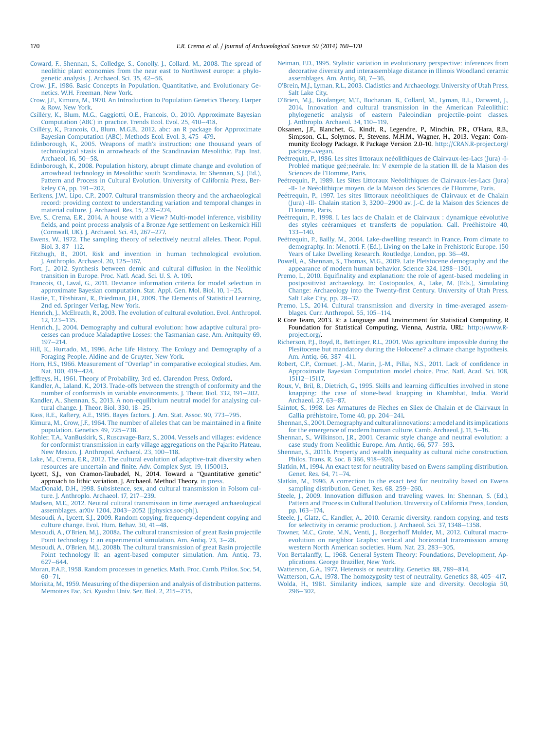Coward, F., Shennan, S., Colledge, S., Conolly, J., Collard, M., 2008. The spread of neolithic plant economies from the near east to Northwest europe: a phylogenetic analysis. J. Archaeol. Sci. 35, 42–56.

Crow, J.F., 1986. Basic Concepts in Population, Quantitative, and Evolutionary Genetics. W.H. Freeman, New York.

Crow, J.F., Kimura, M., 1970. An Introduction to Population Genetics Theory. Harper & Row, New York.

Csilléry, K., Blum, M.G., Gaggiotti, O.E., Francois, O., 2010. Approximate Bayesian Computation (ABC) in practice. Trends Ecol. Evol. 25, 410–418.

Csilléry, K., Francois, O., Blum, M.G.B., 2012. abc: an R package for Approximate Bayesian Computation (ABC). Methods Ecol. Evol. 3, 475–479.

Edinborough, K., 2005. Weapons of math's instruction: one thousand years of technological stasis in arrowheads of the Scandinavian Mesolithic. Pap. Inst. Archaeol. 16, 50–58.

Edinborough, K., 2008. Population history, abrupt climate change and evolution of arrowhead technology in Mesolithic south Scandinavia. In: Shennan, S.J. (Ed.), Pattern and Process in Cultural Evolution. University of California Press, Berkeley CA, pp. 191–202.

Eerkens, J.W., Lipo, C.P., 2007. Cultural transmission theory and the archaeological record: providing context to understanding variation and temporal changes in material culture. J. Archaeol. Res. 15, 239–274.

Eve, S., Crema, E.R., 2014. A house with a View? Multi-model inference, visibility fields, and point process analysis of a Bronze Age settlement on Leskernick Hill (Cornwall, UK). J. Archaeol. Sci. 43, 267–277.

Ewens, W., 1972. The sampling theory of selectively neutral alleles. Theor. Popul. Biol. 3, 87–112.

Fitzhugh, B., 2001. Risk and invention in human technological evolution. J. Anthroplo. Archaeol. 20, 125–167.

Fort, J., 2012. Synthesis between demic and cultural diffusion in the Neolithic transition in Europe. Proc. Natl. Acad. Sci. U. S. A. 109.

Francois, O., Laval, G., 2011. Deviance information criteria for model selection in approximate Bayesian computation. Stat. Appl. Gen. Mol. Biol. 10, 1–25.

Hastie, T., Tibshirani, R., Friedman, J.H., 2009. The Elements of Statistical Learning, 2nd ed. Springer Verlag, New York.

Henrich, J., McElreath, R., 2003. The evolution of cultural evolution. Evol. Anthropol. 12, 123–135.

Henrich, J., 2004. Demography and cultural evolution: how adaptive cultural processes can produce Maladaptive Losses: the Tasmanian case. Am. Anitquity 69, 197–214.

Hill, K., Hurtado, M., 1996. Ache Life History. The Ecology and Demography of a Foraging People. Aldine and de Gruyter, New York.

Horn, H.S., 1966. Measurement of "Overlap" in comparative ecological studies. Am. Nat. 100, 419–424.

Jeffreys, H., 1961. Theory of Probability, 3rd ed. Clarendon Press, Oxford.

Kandler, A., Laland, K., 2013. Trade-offs between the strength of conformity and the number of conformists in variable environments. J. Theor. Biol. 332, 191–202.

Kandler, A., Shennan, S., 2013. A non-equilibrium neutral model for analysing cultural change. J. Theor. Biol. 330, 18–25.

Kass, R.E., Raftery, A.E., 1995. Bayes factors. J. Am. Stat. Assoc. 90, 773–795.

Kimura, M., Crow, J.F., 1964. The number of alleles that can be maintained in a finite population. Genetics 49, 725–738.

Kohler, T.A., VanBuskirk, S., Ruscavage-Barz, S., 2004. Vessels and villages: evidence for conformist transmission in early village aggregations on the Pajarito Plateau, New Mexico. J. Anthropol. Archaeol. 23, 100–118.

Lake, M., Crema, E.R., 2012. The cultural evolution of adaptive-trait diversity when resources are uncertain and finite. Adv. Complex Syst. 19, 1150013.

Lycett, S.J., von Cramon-Taubadel, N., 2014. Toward a "Quantitative genetic" approach to lithic variation. J. Archaeol. Method Theory. in press.

MacDonald, D.H., 1998. Subsistence, sex, and cultural transmission in Folsom culture. J. Anthroplo. Archaeol. 17, 217–239.

Madsen, M.E., 2012. Neutral cultural transmission in time averaged archaeological assemblages. arXiv 1204, 2043–2052 ([physics.soc-ph]).

Mesoudi, A., Lycett, S.J., 2009. Random copying, frequency-dependent copying and culture change. Evol. Hum. Behav. 30, 41–48.

Mesoudi, A., O'Brien, M.J., 2008a. The cultural transmission of great Basin projectile Point technology I: an experimental simulation. Am. Antiq. 73, 3–28.

Mesoudi, A., O'Brien, M.J., 2008b. The cultural transmission of great Basin projectile Point technology II: an agent-based computer simulation. Am. Antiq. 73, 627–644.

Moran, P.A.P., 1958. Random processes in genetics. Math. Proc. Camb. Philos. Soc. 54, 60–71.

Morisita, M., 1959. Measuring of the dispersion and analysis of distribution patterns. Memoires Fac. Sci. Kyushu Univ. Ser. Biol. 2, 215–235.

Neiman, F.D., 1995. Stylistic variation in evolutionary perspective: inferences from decorative diversity and interassemblage distance in Illinois Woodland ceramic assemblages. Am. Antiq. 60, 7–36.

O'Brein, M.J., Lyman, R.L., 2003. Cladistics and Archaeology. University of Utah Press, Salt Lake City.

O'Brien, M.J., Boulanger, M.T., Buchanan, B., Collard, M., Lyman, R.L., Darwent, J., 2014. Innovation and cultural transmission in the American Paleolithic: phylogenetic analysis of eastern Paleoindian projectile-point classes. J. Anthroplo. Archaeol. 34, 110–119.

Oksanen, J.F., Blanchet, G., Kindt, R., Legendre, P., Minchin, P.R., O'Hara, R.B., Simpson, G.L., Solymos, P., Stevens, M.H.M., Wagner, H., 2013. Vegan: Community Ecology Package. R Package Version 2.0-10. http://CRAN.R-project.org/package=vegan.

Peétrequin, P., 1986. Les sites littoraux neéolithiques de Clairvaux-les-Lacs (Jura) -I-Probleé matique geé;neérale. In: V exemple de la station III. de la Maison des Sciences de l'Homme, Paris.

Peétrequin, P., 1989. Les Sites Littoraux Neéolithiques de Clairvaux-les-Lacs (Jura) -II- Le Neéolithique moyen. de la Maison des Sciences de l'Homme, Paris.

Peétrequin, P., 1997. Les sites littoraux neéolithiques de Clairvaux et de Chalain (Jura) -III- Chalain station 3, 3200–2900 av. J.-C. de la Maison des Sciences de l'Homme, Paris.

Peétrequin, P., 1998. I. Les lacs de Chalain et de Clairvaux : dynamique eévolutive des styles ceéramiques et transferts de population. Gall. Preéhistoire 40, 133–140.

Peétrequin, P., Bailly, M., 2004. Lake-dwelling research in France. From climate to demography. In: Menotti, F. (Ed.), Living on the Lake in Prehistoric Europe. 150 Years of Lake Dwelling Research. Routledge, London, pp. 36–49.

Powell, A., Shennan, S., Thomas, M.G., 2009. Late Pleistocene demography and the appearance of modern human behavior. Science 324, 1298–1301.

Premo, L., 2010. Equifinality and explanation: the role of agent-based modeling in postpositivist archaeology. In: Costopoulos, A., Lake, M. (Eds.), Simulating Change: Archaeology into the Twenty-first Century. University of Utah Press, Salt Lake City, pp. 28–37.

Premo, L.S., 2014. Cultural transmission and diversity in time-averaged assemblages. Curr. Anthropol. 55, 105–114.

R Core Team, 2013. R: a Language and Environment for Statistical Computing. R Foundation for Statistical Computing, Vienna, Austria. URL: http://www.R-project.org/.

Richerson, P.J., Boyd, R., Bettinger, R.L., 2001. Was agriculture impossible during the Plesitocene but mandatory during the Holocene? a climate change hypothesis. Am. Antiq. 66, 387–411.

Robert, C.P., Cornuet, J.-M., Marin, J.-M., Pillai, N.S., 2011. Lack of confidence in Approximate Bayesian Computation model choice. Proc. Natl. Acad. Sci. 108, 15112–15117.

Roux, V., Bril, B., Dietrich, G., 1995. Skills and learning difficulties involved in stone knapping: the case of stone-bead knapping in Khambhat, India. World Archaeol. 27, 63–87.

Saintot, S., 1998. Les Armatures de Flèches en Silex de Chalain et de Clairvaux In Gallia préhistoire, Tome 40, pp. 204–241.

Shennan, S., 2001. Demography and cultural innovations: a model and its implications for the emergence of modern human culture. Camb. Archaeol. J. 11, 5–16.

Shennan, S., Wilkinson, J.R., 2001. Ceramic style change and neutral evolution: a case study from Neolithic Europe. Am. Antiq. 66, 577–593.

Shennan, S., 2011b. Property and wealth inequality as cultural niche construction. Philos. Trans. R. Soc. B 366, 918–926.

Slatkin, M., 1994. An exact test for neutrality based on Ewens sampling distribution. Genet. Res. 64, 71–74.

Slatkin, M., 1996. A correction to the exact test for neutrality based on Ewens sampling distribution. Genet. Res. 68, 259–260.

Steele, J., 2009. Innovation diffusion and traveling waves. In: Shennan, S. (Ed.), Pattern and Process in Cultural Evolution. University of California Press, London, pp. 163–174.

Steele, J., Glatz, C., Kandler, A., 2010. Ceramic diversity, random copying, and tests for selectivity in ceramic production. J. Archaeol. Sci. 37, 1348–1358.

Towner, M.C., Grote, M.N., Venti, J., Borgerhoff Mulder, M., 2012. Cultural macroevolution on neighbor Graphs: vertical and horizontal transmission among western North American societies. Hum. Nat. 23, 283–305.

Von Bertalanffy, L., 1968. General System Theory: Foundations, Development, Applications. George Braziller, New York.

Watterson, G.A., 1977. Heterosis or neutrality. Genetics 88, 789–814.

Watterson, G.A., 1978. The homozygosity test of neutrality. Genetics 88, 405–417.

Wolda, H., 1981. Similarity indices, sample size and diversity. Oecologia 50, 296–302.